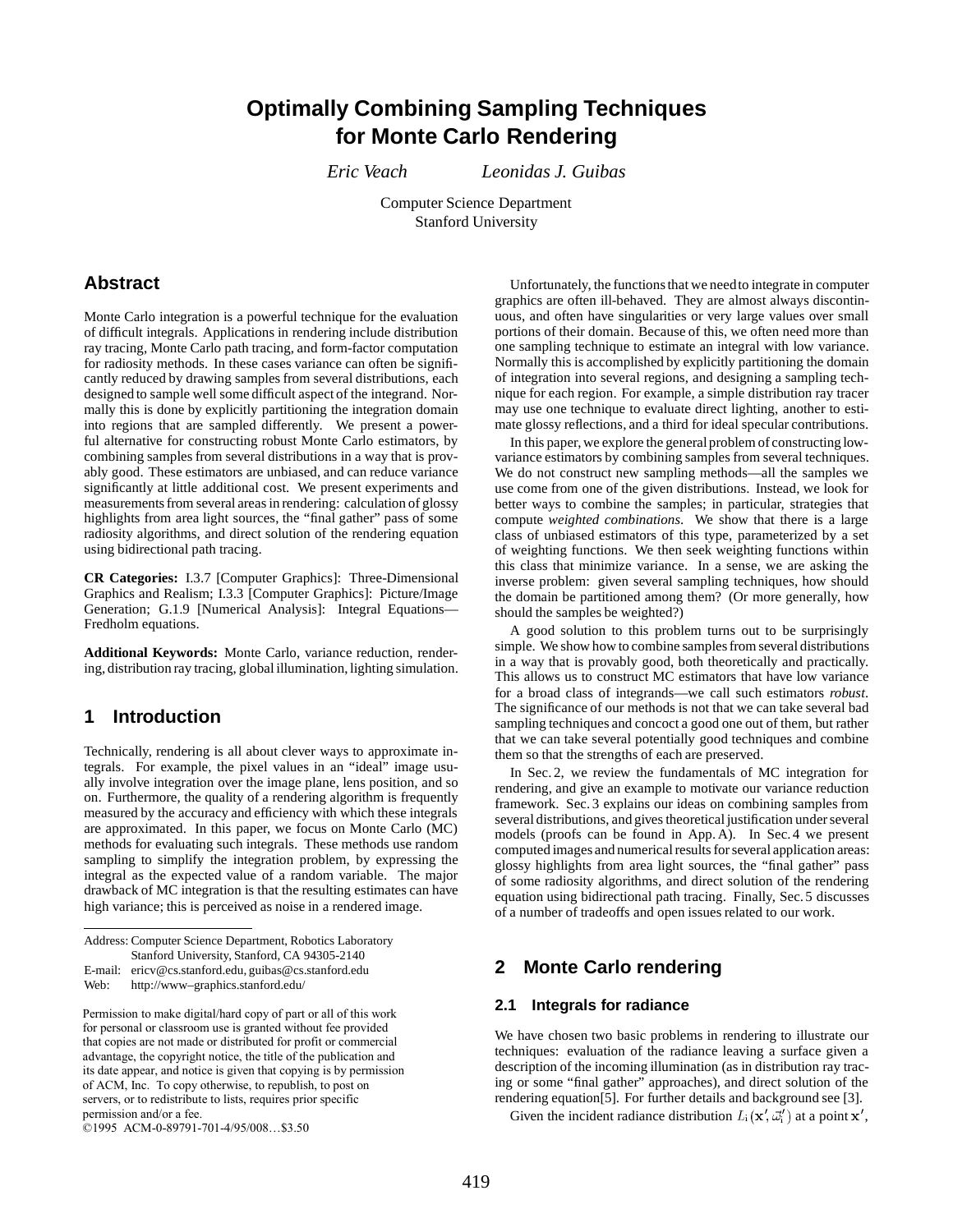# Optimally Combining Sampling Techniques for Monte Carlo Rendering

*Eric Veach* *Leonidas J. Guibas*

Computer Science Department
Stanford University

## Abstract

Monte Carlo integration is a powerful technique for the evaluation of difficult integrals. Applications in rendering include distribution ray tracing, Monte Carlo path tracing, and form-factor computation for radiosity methods. In these cases variance can often be significantly reduced by drawing samples from several distributions, each designed to sample well some difficult aspect of the integrand. Normally this is done by explicitly partitioning the integration domain into regions that are sampled differently. We present a powerful alternative for constructing robust Monte Carlo estimators, by combining samples from several distributions in a way that is provably good. These estimators are unbiased, and can reduce variance significantly at little additional cost. We present experiments and measurements from several areas in rendering: calculation of glossy highlights from area light sources, the "final gather" pass of some radiosity algorithms, and direct solution of the rendering equation using bidirectional path tracing.

**CR Categories:** I.3.7 [Computer Graphics]: Three-Dimensional Graphics and Realism; I.3.3 [Computer Graphics]: Picture/Image Generation; G.1.9 [Numerical Analysis]: Integral Equations—Fredholm equations.

**Additional Keywords:** Monte Carlo, variance reduction, rendering, distribution ray tracing, global illumination, lighting simulation.

## 1 Introduction

Technically, rendering is all about clever ways to approximate integrals. For example, the pixel values in an "ideal" image usually involve integration over the image plane, lens position, and so on. Furthermore, the quality of a rendering algorithm is frequently measured by the accuracy and efficiency with which these integrals are approximated. In this paper, we focus on Monte Carlo (MC) methods for evaluating such integrals. These methods use random sampling to simplify the integration problem, by expressing the integral as the expected value of a random variable. The major drawback of MC integration is that the resulting estimates can have high variance; this is perceived as noise in a rendered image.

Address: Computer Science Department, Robotics Laboratory
Stanford University, Stanford, CA 94305-2140
E-mail: ericv@cs.stanford.edu, guibas@cs.stanford.edu
Web: http://www–graphics.stanford.edu/

Permission to make digital/hard copy of part or all of this work for personal or classroom use is granted without fee provided that copies are not made or distributed for profit or commercial advantage, the copyright notice, the title of the publication and its date appear, and notice is given that copying is by permission of ACM, Inc. To copy otherwise, to republish, to post on servers, or to redistribute to lists, requires prior specific permission and/or a fee.
©1995 ACM-0-89791-701-4/95/008…$3.50

Unfortunately, the functions that we need to integrate in computer graphics are often ill-behaved. They are almost always discontinuous, and often have singularities or very large values over small portions of their domain. Because of this, we often need more than one sampling technique to estimate an integral with low variance. Normally this is accomplished by explicitly partitioning the domain of integration into several regions, and designing a sampling technique for each region. For example, a simple distribution ray tracer may use one technique to evaluate direct lighting, another to estimate glossy reflections, and a third for ideal specular contributions.

In this paper, we explore the general problem of constructing low-variance estimators by combining samples from several techniques. We do not construct new sampling methods—all the samples we use come from one of the given distributions. Instead, we look for better ways to combine the samples; in particular, strategies that compute *weighted combinations.* We show that there is a large class of unbiased estimators of this type, parameterized by a set of weighting functions. We then seek weighting functions within this class that minimize variance. In a sense, we are asking the inverse problem: given several sampling techniques, how should the domain be partitioned among them? (Or more generally, how should the samples be weighted?)

A good solution to this problem turns out to be surprisingly simple. We show how to combine samples from several distributions in a way that is provably good, both theoretically and practically. This allows us to construct MC estimators that have low variance for a broad class of integrands—we call such estimators *robust*. The significance of our methods is not that we can take several bad sampling techniques and concoct a good one out of them, but rather that we can take several potentially good techniques and combine them so that the strengths of each are preserved.

In Sec. 2, we review the fundamentals of MC integration for rendering, and give an example to motivate our variance reduction framework. Sec. 3 explains our ideas on combining samples from several distributions, and gives theoretical justification under several models (proofs can be found in App. A). In Sec. 4 we present computed images and numerical results for several application areas: glossy highlights from area light sources, the "final gather" pass of some radiosity algorithms, and direct solution of the rendering equation using bidirectional path tracing. Finally, Sec. 5 discusses of a number of tradeoffs and open issues related to our work.

## 2 Monte Carlo rendering

### 2.1 Integrals for radiance

We have chosen two basic problems in rendering to illustrate our techniques: evaluation of the radiance leaving a surface given a description of the incoming illumination (as in distribution ray tracing or some "final gather" approaches), and direct solution of the rendering equation[5]. For further details and background see [3].

Given the incident radiance distribution $L_i(\mathbf{x}', \vec{\omega}_i')$ at a point $\mathbf{x}'$,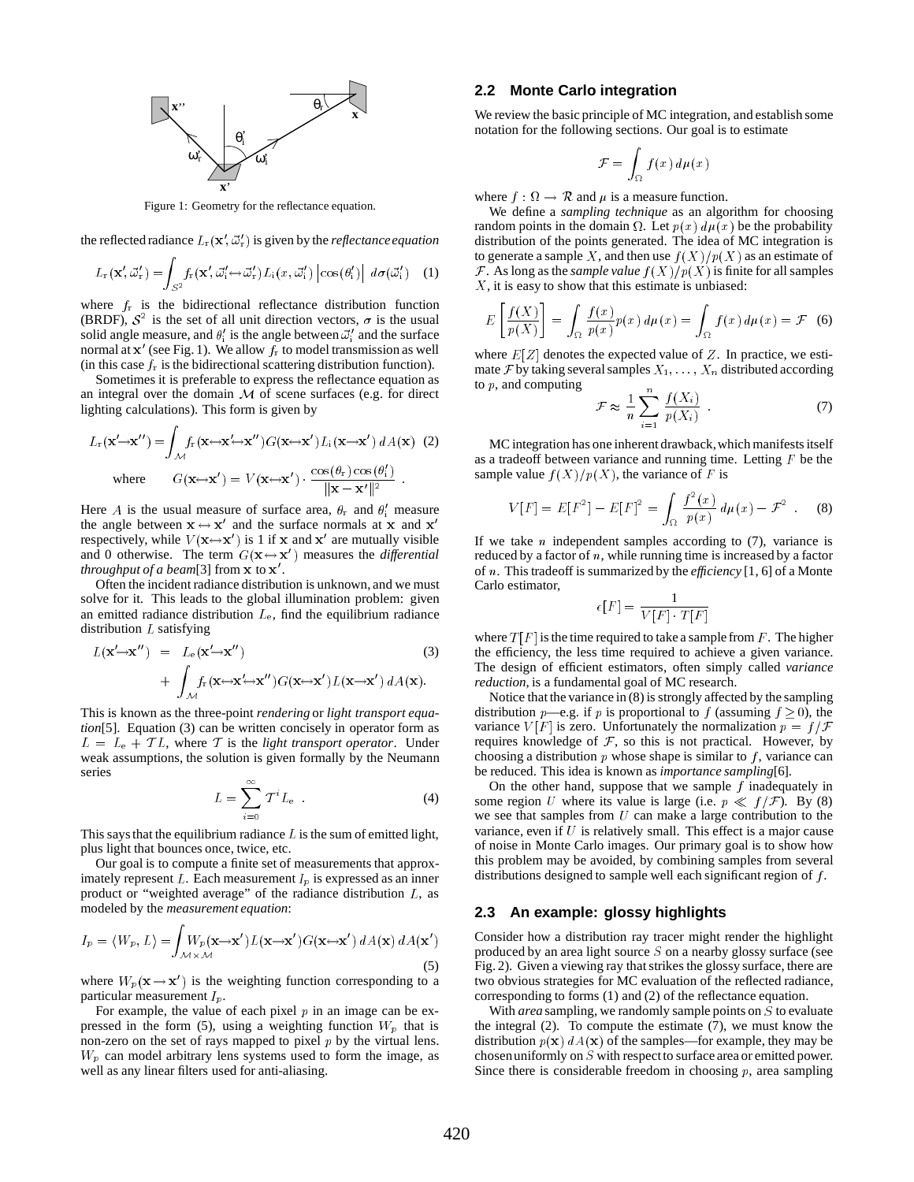Figure 1: Geometry for the reflectance equation.

the reflected radiance $L_r(\mathbf{x}', \vec{\omega}_r')$ is given by the *reflectance equation*

$$L_r(\mathbf{x}', \vec{\omega}_r') = \int_{\mathcal{S}^2} f_r(\mathbf{x}', \vec{\omega}_i' \leftrightarrow \vec{\omega}_r') \, L_i(x, \vec{\omega}_i') \left|\cos(\theta_i')\right| \, d\sigma(\vec{\omega}_i') \quad (1)$$

where $f_r$ is the bidirectional reflectance distribution function (BRDF), $\mathcal{S}^2$ is the set of all unit direction vectors, $\sigma$ is the usual solid angle measure, and $\theta_i'$ is the angle between $\vec{\omega}_i'$ and the surface normal at $\mathbf{x}'$ (see Fig. 1). We allow $f_r$ to model transmission as well (in this case $f_r$ is the bidirectional scattering distribution function).

Sometimes it is preferable to express the reflectance equation as an integral over the domain $\mathcal{M}$ of scene surfaces (e.g. for direct lighting calculations). This form is given by

$$L_r(\mathbf{x}' \to \mathbf{x}'') = \int_{\mathcal{M}} f_r(\mathbf{x} \leftrightarrow \mathbf{x}' \leftrightarrow \mathbf{x}'') \, G(\mathbf{x} \leftrightarrow \mathbf{x}') \, L_i(\mathbf{x} \to \mathbf{x}') \, dA(\mathbf{x}) \quad (2)$$

$$\text{where} \qquad G(\mathbf{x} \leftrightarrow \mathbf{x}') = V(\mathbf{x} \leftrightarrow \mathbf{x}') \cdot \frac{\cos(\theta_r)\cos(\theta_i')}{\|\mathbf{x} - \mathbf{x}'\|^2} \ .$$

Here $A$ is the usual measure of surface area, $\theta_r$ and $\theta_i'$ measure the angle between $\mathbf{x} \leftrightarrow \mathbf{x}'$ and the surface normals at $\mathbf{x}$ and $\mathbf{x}'$ respectively, while $V(\mathbf{x} \leftrightarrow \mathbf{x}')$ is 1 if $\mathbf{x}$ and $\mathbf{x}'$ are mutually visible and 0 otherwise. The term $G(\mathbf{x} \leftrightarrow \mathbf{x}')$ measures the *differential throughput of a beam*[3] from $\mathbf{x}$ to $\mathbf{x}'$.

Often the incident radiance distribution is unknown, and we must solve for it. This leads to the global illumination problem: given an emitted radiance distribution $L_e$, find the equilibrium radiance distribution $L$ satisfying

$$\begin{aligned} L(\mathbf{x}' \to \mathbf{x}'') &= L_e(\mathbf{x}' \to \mathbf{x}'') \\ &\quad + \int_{\mathcal{M}} f_r(\mathbf{x} \leftrightarrow \mathbf{x}' \leftrightarrow \mathbf{x}'') \, G(\mathbf{x} \leftrightarrow \mathbf{x}') \, L(\mathbf{x} \to \mathbf{x}') \, dA(\mathbf{x}). \end{aligned} \quad (3)$$

This is known as the three-point *rendering* or *light transport equation*[5]. Equation (3) can be written concisely in operator form as $L = L_e + \mathcal{T} L$, where $\mathcal{T}$ is the *light transport operator*. Under weak assumptions, the solution is given formally by the Neumann series

$$L = \sum_{i=0}^{\infty} \mathcal{T}^i L_e \ . \quad (4)$$

This says that the equilibrium radiance $L$ is the sum of emitted light, plus light that bounces once, twice, etc.

Our goal is to compute a finite set of measurements that approximately represent $L$. Each measurement $I_p$ is expressed as an inner product or "weighted average" of the radiance distribution $L$, as modeled by the *measurement equation*:

$$I_p = \langle W_p, L \rangle = \int_{\mathcal{M} \times \mathcal{M}} W_p(\mathbf{x} \to \mathbf{x}') \, L(\mathbf{x} \to \mathbf{x}') \, G(\mathbf{x} \leftrightarrow \mathbf{x}') \, dA(\mathbf{x}) \, dA(\mathbf{x}') \quad (5)$$

where $W_p(\mathbf{x} \to \mathbf{x}')$ is the weighting function corresponding to a particular measurement $I_p$.

For example, the value of each pixel $p$ in an image can be expressed in the form (5), using a weighting function $W_p$ that is non-zero on the set of rays mapped to pixel $p$ by the virtual lens. $W_p$ can model arbitrary lens systems used to form the image, as well as any linear filters used for anti-aliasing.

## 2.2 Monte Carlo integration

We review the basic principle of MC integration, and establish some notation for the following sections. Our goal is to estimate

$$\mathcal{F} = \int_{\Omega} f(x) \, d\mu(x)$$

where $f : \Omega \to \mathcal{R}$ and $\mu$ is a measure function.

We define a *sampling technique* as an algorithm for choosing random points in the domain $\Omega$. Let $p(x)\, d\mu(x)$ be the probability distribution of the points generated. The idea of MC integration is to generate a sample $X$, and then use $f(X)/p(X)$ as an estimate of $\mathcal{F}$. As long as the *sample value* $f(X)/p(X)$ is finite for all samples $X$, it is easy to show that this estimate is unbiased:

$$E\left[\frac{f(X)}{p(X)}\right] = \int_{\Omega} \frac{f(x)}{p(x)} p(x) \, d\mu(x) = \int_{\Omega} f(x) \, d\mu(x) = \mathcal{F} \quad (6)$$

where $E[Z]$ denotes the expected value of $Z$. In practice, we estimate $\mathcal{F}$ by taking several samples $X_1, \ldots, X_n$ distributed according to $p$, and computing

$$\mathcal{F} \approx \frac{1}{n} \sum_{i=1}^{n} \frac{f(X_i)}{p(X_i)} \ . \quad (7)$$

MC integration has one inherent drawback, which manifests itself as a tradeoff between variance and running time. Letting $F$ be the sample value $f(X)/p(X)$, the variance of $F$ is

$$V[F] = E[F^2] - E[F]^2 = \int_{\Omega} \frac{f^2(x)}{p(x)} \, d\mu(x) - \mathcal{F}^2 \ . \quad (8)$$

If we take $n$ independent samples according to (7), variance is reduced by a factor of $n$, while running time is increased by a factor of $n$. This tradeoff is summarized by the *efficiency* [1, 6] of a Monte Carlo estimator,

$$\epsilon[F] = \frac{1}{V[F] \cdot T[F]}$$

where $T[F]$ is the time required to take a sample from $F$. The higher the efficiency, the less time required to achieve a given variance. The design of efficient estimators, often simply called *variance reduction*, is a fundamental goal of MC research.

Notice that the variance in (8) is strongly affected by the sampling distribution $p$—e.g. if $p$ is proportional to $f$ (assuming $f \geq 0$), the variance $V[F]$ is zero. Unfortunately the normalization $p = f/\mathcal{F}$ requires knowledge of $\mathcal{F}$, so this is not practical. However, by choosing a distribution $p$ whose shape is similar to $f$, variance can be reduced. This idea is known as *importance sampling*[6].

On the other hand, suppose that we sample $f$ inadequately in some region $U$ where its value is large (i.e. $p \ll f/\mathcal{F}$). By (8) we see that samples from $U$ can make a large contribution to the variance, even if $U$ is relatively small. This effect is a major cause of noise in Monte Carlo images. Our primary goal is to show how this problem may be avoided, by combining samples from several distributions designed to sample well each significant region of $f$.

## 2.3 An example: glossy highlights

Consider how a distribution ray tracer might render the highlight produced by an area light source $S$ on a nearby glossy surface (see Fig. 2). Given a viewing ray that strikes the glossy surface, there are two obvious strategies for MC evaluation of the reflected radiance, corresponding to forms (1) and (2) of the reflectance equation.

With *area* sampling, we randomly sample points on $S$ to evaluate the integral (2). To compute the estimate (7), we must know the distribution $p(\mathbf{x})\, dA(\mathbf{x})$ of the samples—for example, they may be chosen uniformly on $S$ with respect to surface area or emitted power. Since there is considerable freedom in choosing $p$, area sampling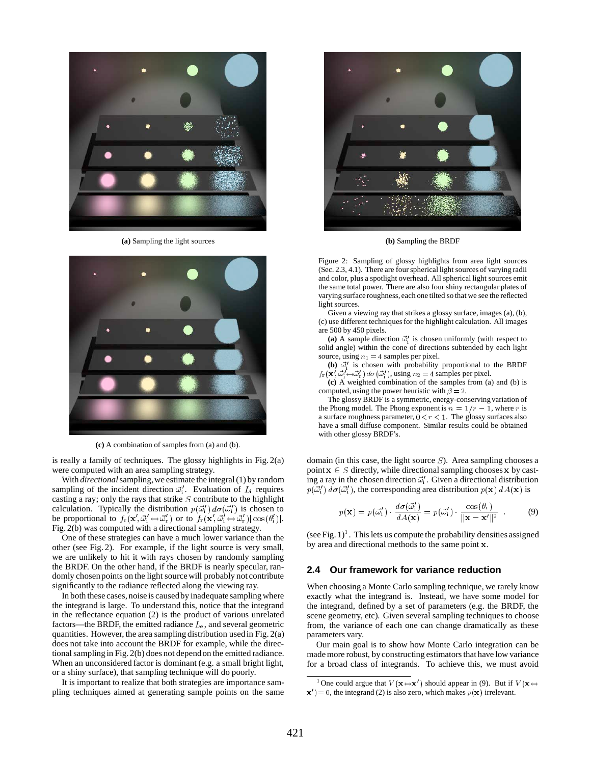(a) Sampling the light sources

(b) Sampling the BRDF

(c) A combination of samples from (a) and (b).

Figure 2: Sampling of glossy highlights from area light sources (Sec. 2.3, 4.1). There are four spherical light sources of varying radii and color, plus a spotlight overhead. All spherical light sources emit the same total power. There are also four shiny rectangular plates of varying surface roughness, each one tilted so that we see the reflected light sources.

Given a viewing ray that strikes a glossy surface, images (a), (b), (c) use different techniques for the highlight calculation. All images are 500 by 450 pixels.

**(a)** A sample direction $\vec{\omega}_i'$ is chosen uniformly (with respect to solid angle) within the cone of directions subtended by each light source, using $n_1 = 4$ samples per pixel.

**(b)** $\vec{\omega}_i'$ is chosen with probability proportional to the BRDF $f_r(\mathbf{x}', \vec{\omega}_i' \leftrightarrow \vec{\omega}_r')\, d\sigma(\vec{\omega}_i')$, using $n_2 = 4$ samples per pixel.

**(c)** A weighted combination of the samples from (a) and (b) is computed, using the power heuristic with $\beta = 2$.

The glossy BRDF is a symmetric, energy-conserving variation of the Phong model. The Phong exponent is $n = 1/r - 1$, where $r$ is a surface roughness parameter, $0 < r < 1$. The glossy surfaces also have a small diffuse component. Similar results could be obtained with other glossy BRDF's.

is really a family of techniques. The glossy highlights in Fig. 2(a) were computed with an area sampling strategy.

With *directional* sampling, we estimate the integral (1) by random sampling of the incident direction $\vec{\omega}_i'$. Evaluation of $L_i$ requires casting a ray; only the rays that strike $S$ contribute to the highlight calculation. Typically the distribution $p(\vec{\omega}_i')\, d\sigma(\vec{\omega}_i')$ is chosen to be proportional to $f_r(\mathbf{x}', \vec{\omega}_i' \leftrightarrow \vec{\omega}_r')$ or to $f_r(\mathbf{x}', \vec{\omega}_i' \leftrightarrow \vec{\omega}_r')|\cos(\theta_i')|$. Fig. 2(b) was computed with a directional sampling strategy.

One of these strategies can have a much lower variance than the other (see Fig. 2). For example, if the light source is very small, we are unlikely to hit it with rays chosen by randomly sampling the BRDF. On the other hand, if the BRDF is nearly specular, randomly chosen points on the light source will probably not contribute significantly to the radiance reflected along the viewing ray.

In both these cases, noise is caused by inadequate sampling where the integrand is large. To understand this, notice that the integrand in the reflectance equation (2) is the product of various unrelated factors—the BRDF, the emitted radiance $L_e$, and several geometric quantities. However, the area sampling distribution used in Fig. 2(a) does not take into account the BRDF for example, while the directional sampling in Fig. 2(b) does not depend on the emitted radiance. When an unconsidered factor is dominant (e.g. a small bright light, or a shiny surface), that sampling technique will do poorly.

It is important to realize that both strategies are importance sampling techniques aimed at generating sample points on the same domain (in this case, the light source $S$). Area sampling chooses a point $\mathbf{x} \in S$ directly, while directional sampling chooses $\mathbf{x}$ by casting a ray in the chosen direction $\vec{\omega}_i'$. Given a directional distribution $p(\vec{\omega}_i')\, d\sigma(\vec{\omega}_i')$, the corresponding area distribution $p(\mathbf{x})\, dA(\mathbf{x})$ is

$$p(\mathbf{x}) = p(\vec{\omega}_i') \cdot \frac{d\sigma(\vec{\omega}_i')}{dA(\mathbf{x})} = p(\vec{\omega}_i') \cdot \frac{\cos(\theta_r)}{\|\mathbf{x} - \mathbf{x}'\|^2} \quad . \tag{9}$$

(see Fig. 1)[1]. This lets us compute the probability densities assigned by area and directional methods to the same point $\mathbf{x}$.

## 2.4 Our framework for variance reduction

When choosing a Monte Carlo sampling technique, we rarely know exactly what the integrand is. Instead, we have some model for the integrand, defined by a set of parameters (e.g. the BRDF, the scene geometry, etc). Given several sampling techniques to choose from, the variance of each one can change dramatically as these parameters vary.

Our main goal is to show how Monte Carlo integration can be made more robust, by constructing estimators that have low variance for a broad class of integrands. To achieve this, we must avoid

[1] One could argue that $V(\mathbf{x} \leftrightarrow \mathbf{x}')$ should appear in (9). But if $V(\mathbf{x} \leftrightarrow \mathbf{x}') = 0$, the integrand (2) is also zero, which makes $p(\mathbf{x})$ irrelevant.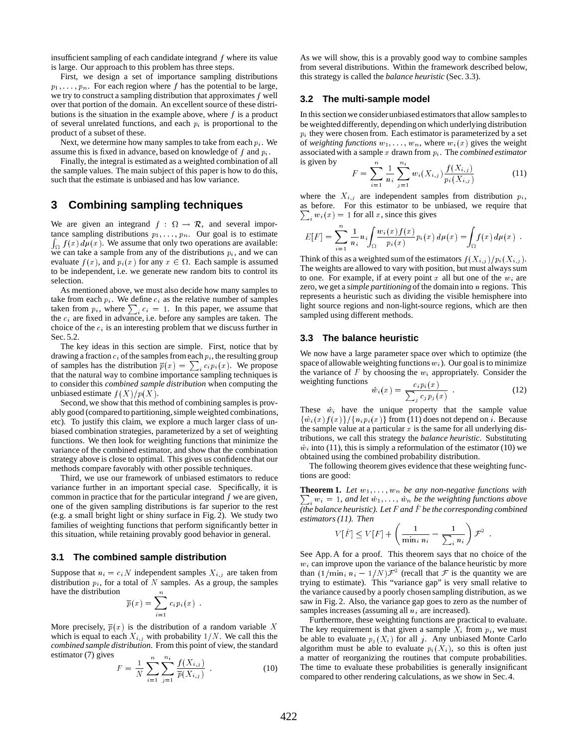insufficient sampling of each candidate integrand $f$ where its value is large. Our approach to this problem has three steps.

First, we design a set of importance sampling distributions $p_1, \ldots, p_n$. For each region where $f$ has the potential to be large, we try to construct a sampling distribution that approximates $f$ well over that portion of the domain. An excellent source of these distributions is the situation in the example above, where $f$ is a product of several unrelated functions, and each $p_i$ is proportional to the product of a subset of these.

Next, we determine how many samples to take from each $p_i$. We assume this is fixed in advance, based on knowledge of $f$ and $p_i$.

Finally, the integral is estimated as a weighted combination of all the sample values. The main subject of this paper is how to do this, such that the estimate is unbiased and has low variance.

## 3 Combining sampling techniques

We are given an integrand $f : \Omega \to \mathcal{R}$, and several importance sampling distributions $p_1, \ldots, p_n$. Our goal is to estimate $\int_\Omega f(x)\, d\mu(x)$. We assume that only two operations are available: we can take a sample from any of the distributions $p_i$, and we can evaluate $f(x)$, and $p_i(x)$ for any $x \in \Omega$. Each sample is assumed to be independent, i.e. we generate new random bits to control its selection.

As mentioned above, we must also decide how many samples to take from each $p_i$. We define $c_i$ as the relative number of samples taken from $p_i$, where $\sum_i c_i = 1$. In this paper, we assume that the $c_i$ are fixed in advance, i.e. before any samples are taken. The choice of the $c_i$ is an interesting problem that we discuss further in Sec. 5.2.

The key ideas in this section are simple. First, notice that by drawing a fraction $c_i$ of the samples from each $p_i$, the resulting group of samples has the distribution $\overline{p}(x) = \sum_i c_i p_i(x)$. We propose that the natural way to combine importance sampling techniques is to consider this *combined sample distribution* when computing the unbiased estimate $f(X)/p(X)$.

Second, we show that this method of combining samples is provably good (compared to partitioning, simple weighted combinations, etc). To justify this claim, we explore a much larger class of unbiased combination strategies, parameterized by a set of weighting functions. We then look for weighting functions that minimize the variance of the combined estimator, and show that the combination strategy above is close to optimal. This gives us confidence that our methods compare favorably with other possible techniques.

Third, we use our framework of unbiased estimators to reduce variance further in an important special case. Specifically, it is common in practice that for the particular integrand $f$ we are given, one of the given sampling distributions is far superior to the rest (e.g. a small bright light or shiny surface in Fig. 2). We study two families of weighting functions that perform significantly better in this situation, while retaining provably good behavior in general.

### 3.1 The combined sample distribution

Suppose that $n_i = c_i N$ independent samples $X_{i,j}$ are taken from distribution $p_i$, for a total of $N$ samples. As a group, the samples have the distribution

$$\overline{p}(x) = \sum_{i=1}^{n} c_i p_i(x) \ .$$

More precisely, $\overline{p}(x)$ is the distribution of a random variable $X$ which is equal to each $X_{i,j}$ with probability $1/N$. We call this the *combined sample distribution*. From this point of view, the standard estimator (7) gives

$$F = \frac{1}{N} \sum_{i=1}^{n} \sum_{j=1}^{n_i} \frac{f(X_{i,j})}{\overline{p}(X_{i,j})} \ . \tag{10}$$

As we will show, this is a provably good way to combine samples from several distributions. Within the framework described below, this strategy is called the *balance heuristic* (Sec. 3.3).

### 3.2 The multi-sample model

In this section we consider unbiased estimators that allow samples to be weighted differently, depending on which underlying distribution $p_i$ they were chosen from. Each estimator is parameterized by a set of *weighting functions* $w_1, \ldots, w_n$, where $w_i(x)$ gives the weight associated with a sample $x$ drawn from $p_i$. The *combined estimator* is given by

$$F = \sum_{i=1}^{n} \frac{1}{n_i} \sum_{j=1}^{n_i} w_i(X_{i,j}) \frac{f(X_{i,j})}{p_i(X_{i,j})} \tag{11}$$

where the $X_{i,j}$ are independent samples from distribution $p_i$, as before. For this estimator to be unbiased, we require that $\sum_i w_i(x) = 1$ for all $x$, since this gives

$$E[F] = \sum_{i=1}^{n} \frac{1}{n_i} n_i \int_\Omega \frac{w_i(x) f(x)}{p_i(x)} p_i(x)\, d\mu(x) = \int_\Omega f(x)\, d\mu(x) \ .$$

Think of this as a weighted sum of the estimators $f(X_{i,j})/p_i(X_{i,j})$. The weights are allowed to vary with position, but must always sum to one. For example, if at every point $x$ all but one of the $w_i$ are zero, we get a *simple partitioning* of the domain into $n$ regions. This represents a heuristic such as dividing the visible hemisphere into light source regions and non-light-source regions, which are then sampled using different methods.

### 3.3 The balance heuristic

We now have a large parameter space over which to optimize (the space of allowable weighting functions $w_i$). Our goal is to minimize the variance of $F$ by choosing the $w_i$ appropriately. Consider the weighting functions

$$\hat{w}_i(x) = \frac{c_i p_i(x)}{\sum_j c_j p_j(x)} \ . \tag{12}$$

These $\hat{w}_i$ have the unique property that the sample value $\{\hat{w}_i(x) f(x)\}/\{n_i p_i(x)\}$ from (11) does not depend on $i$. Because the sample value at a particular $x$ is the same for all underlying distributions, we call this strategy the *balance heuristic*. Substituting $\hat{w}_i$ into (11), this is simply a reformulation of the estimator (10) we obtained using the combined probability distribution.

The following theorem gives evidence that these weighting functions are good:

**Theorem 1.** *Let $w_1, \ldots, w_n$ be any non-negative functions with $\sum_i w_i = 1$, and let $\hat{w}_1, \ldots, \hat{w}_n$ be the weighting functions above (the balance heuristic). Let $F$ and $\hat{F}$ be the corresponding combined estimators (11). Then*

$$V[\hat{F}] \le V[F] + \left( \frac{1}{\min_i n_i} - \frac{1}{\sum_i n_i} \right) \mathcal{F}^2 \ .$$

See App. A for a proof. This theorem says that no choice of the $w_i$ can improve upon the variance of the balance heuristic by more than $(1/\min_i n_i - 1/N)\mathcal{F}^2$ (recall that $\mathcal{F}$ is the quantity we are trying to estimate). This "variance gap" is very small relative to the variance caused by a poorly chosen sampling distribution, as we saw in Fig. 2. Also, the variance gap goes to zero as the number of samples increases (assuming all $n_i$ are increased).

Furthermore, these weighting functions are practical to evaluate. The key requirement is that given a sample $X_i$ from $p_i$, we must be able to evaluate $p_j(X_i)$ for all $j$. Any unbiased Monte Carlo algorithm must be able to evaluate $p_i(X_i)$, so this is often just a matter of reorganizing the routines that compute probabilities. The time to evaluate these probabilities is generally insignificant compared to other rendering calculations, as we show in Sec. 4.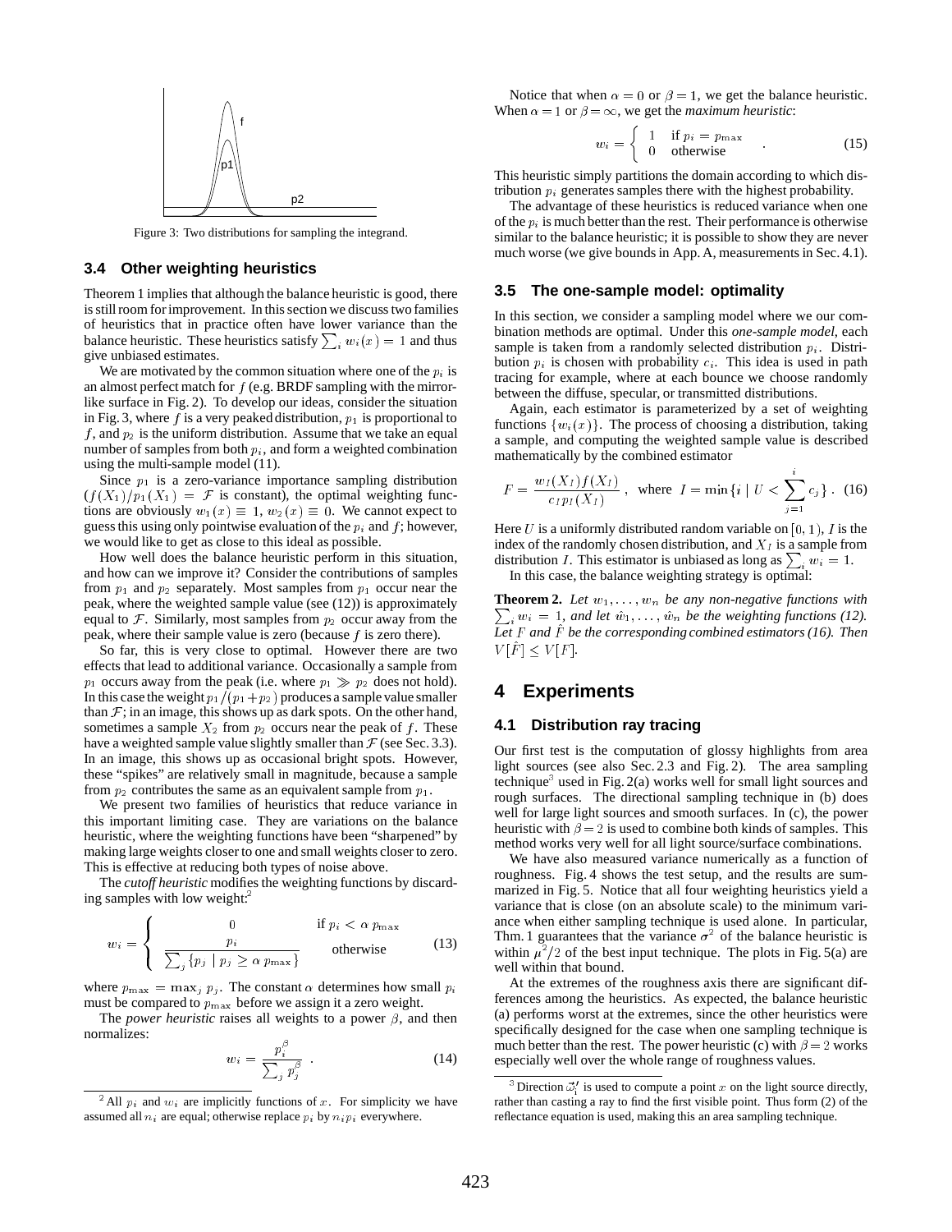Figure 3: Two distributions for sampling the integrand.

### 3.4 Other weighting heuristics

Theorem 1 implies that although the balance heuristic is good, there is still room for improvement. In this section we discuss two families of heuristics that in practice often have lower variance than the balance heuristic. These heuristics satisfy $\sum_i w_i(x) = 1$ and thus give unbiased estimates.

We are motivated by the common situation where one of the $p_i$ is an almost perfect match for $f$ (e.g. BRDF sampling with the mirror-like surface in Fig. 2). To develop our ideas, consider the situation in Fig. 3, where $f$ is a very peaked distribution, $p_1$ is proportional to $f$, and $p_2$ is the uniform distribution. Assume that we take an equal number of samples from both $p_i$, and form a weighted combination using the multi-sample model (11).

Since $p_1$ is a zero-variance importance sampling distribution ($f(X_1)/p_1(X_1) = \mathcal{F}$ is constant), the optimal weighting functions are obviously $w_1(x) \equiv 1$, $w_2(x) \equiv 0$. We cannot expect to guess this using only pointwise evaluation of the $p_i$ and $f$; however, we would like to get as close to this ideal as possible.

How well does the balance heuristic perform in this situation, and how can we improve it? Consider the contributions of samples from $p_1$ and $p_2$ separately. Most samples from $p_1$ occur near the peak, where the weighted sample value (see (12)) is approximately equal to $\mathcal{F}$. Similarly, most samples from $p_2$ occur away from the peak, where their sample value is zero (because $f$ is zero there).

So far, this is very close to optimal. However there are two effects that lead to additional variance. Occasionally a sample from $p_1$ occurs away from the peak (i.e. where $p_1 \gg p_2$ does not hold). In this case the weight $p_1/(p_1+p_2)$ produces a sample value smaller than $\mathcal{F}$; in an image, this shows up as dark spots. On the other hand, sometimes a sample $X_2$ from $p_2$ occurs near the peak of $f$. These have a weighted sample value slightly smaller than $\mathcal{F}$ (see Sec. 3.3). In an image, this shows up as occasional bright spots. However, these "spikes" are relatively small in magnitude, because a sample from $p_2$ contributes the same as an equivalent sample from $p_1$.

We present two families of heuristics that reduce variance in this important limiting case. They are variations on the balance heuristic, where the weighting functions have been "sharpened" by making large weights closer to one and small weights closer to zero. This is effective at reducing both types of noise above.

The *cutoff heuristic* modifies the weighting functions by discarding samples with low weight:[2]

$$w_i = \begin{cases} 0 & \text{if } p_i < \alpha\, p_{\max} \\ \dfrac{p_i}{\sum_j \{p_j \mid p_j \geq \alpha\, p_{\max}\}} & \text{otherwise} \end{cases} \tag{13}$$

where $p_{\max} = \max_j p_j$. The constant $\alpha$ determines how small $p_i$ must be compared to $p_{\max}$ before we assign it a zero weight.

The *power heuristic* raises all weights to a power $\beta$, and then normalizes:

$$w_i = \frac{p_i^\beta}{\sum_j p_j^\beta}\ . \tag{14}$$

[2] All $p_i$ and $w_i$ are implicitly functions of $x$. For simplicity we have assumed all $n_i$ are equal; otherwise replace $p_i$ by $n_i p_i$ everywhere.

Notice that when $\alpha = 0$ or $\beta = 1$, we get the balance heuristic. When $\alpha = 1$ or $\beta = \infty$, we get the *maximum heuristic*:

$$w_i = \begin{cases} 1 & \text{if } p_i = p_{\max} \\ 0 & \text{otherwise} \end{cases}\ . \tag{15}$$

This heuristic simply partitions the domain according to which distribution $p_i$ generates samples there with the highest probability.

The advantage of these heuristics is reduced variance when one of the $p_i$ is much better than the rest. Their performance is otherwise similar to the balance heuristic; it is possible to show they are never much worse (we give bounds in App. A, measurements in Sec. 4.1).

### 3.5 The one-sample model: optimality

In this section, we consider a sampling model where we our combination methods are optimal. Under this *one-sample model*, each sample is taken from a randomly selected distribution $p_i$. Distribution $p_i$ is chosen with probability $c_i$. This idea is used in path tracing for example, where at each bounce we choose randomly between the diffuse, specular, or transmitted distributions.

Again, each estimator is parameterized by a set of weighting functions $\{w_i(x)\}$. The process of choosing a distribution, taking a sample, and computing the weighted sample value is described mathematically by the combined estimator

$$F = \frac{w_I(X_I)\, f(X_I)}{c_I\, p_I(X_I)}\ , \quad \text{where} \quad I = \min\{i \mid U < \sum_{j=1}^{i} c_j\}\ . \tag{16}$$

Here $U$ is a uniformly distributed random variable on $[0,1)$, $I$ is the index of the randomly chosen distribution, and $X_I$ is a sample from distribution $I$. This estimator is unbiased as long as $\sum_i w_i = 1$.

In this case, the balance weighting strategy is optimal:

**Theorem 2.** *Let $w_1, \ldots, w_n$ be any non-negative functions with $\sum_i w_i = 1$, and let $\hat{w}_1, \ldots, \hat{w}_n$ be the weighting functions (12). Let $F$ and $\hat{F}$ be the corresponding combined estimators (16). Then $V[\hat{F}] \leq V[F]$.*

## 4 Experiments

### 4.1 Distribution ray tracing

Our first test is the computation of glossy highlights from area light sources (see also Sec. 2.3 and Fig. 2). The area sampling technique[3] used in Fig. 2(a) works well for small light sources and rough surfaces. The directional sampling technique in (b) does well for large light sources and smooth surfaces. In (c), the power heuristic with $\beta = 2$ is used to combine both kinds of samples. This method works very well for all light source/surface combinations.

We have also measured variance numerically as a function of roughness. Fig. 4 shows the test setup, and the results are summarized in Fig. 5. Notice that all four weighting heuristics yield a variance that is close (on an absolute scale) to the minimum variance when either sampling technique is used alone. In particular, Thm. 1 guarantees that the variance $\sigma^2$ of the balance heuristic is within $\mu^2/2$ of the best input technique. The plots in Fig. 5(a) are well within that bound.

At the extremes of the roughness axis there are significant differences among the heuristics. As expected, the balance heuristic (a) performs worst at the extremes, since the other heuristics were specifically designed for the case when one sampling technique is much better than the rest. The power heuristic (c) with $\beta = 2$ works especially well over the whole range of roughness values.

[3] Direction $\vec{\omega}_i'$ is used to compute a point $x$ on the light source directly, rather than casting a ray to find the first visible point. Thus form (2) of the reflectance equation is used, making this an area sampling technique.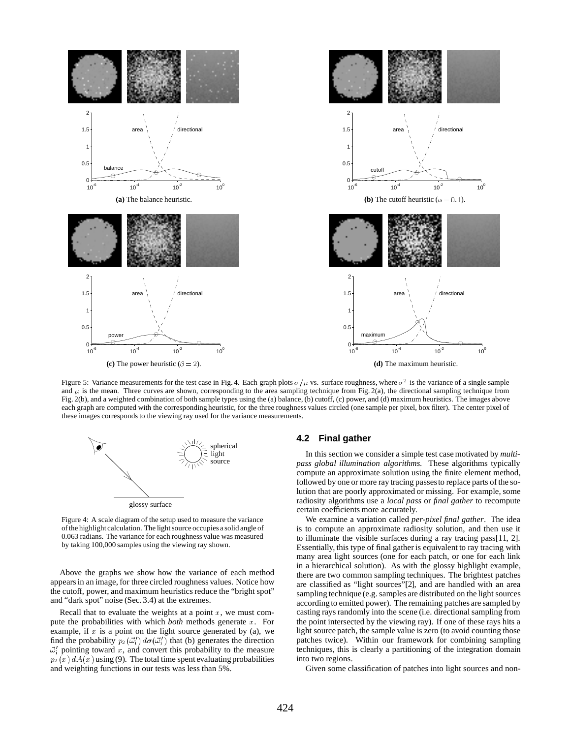(a) The balance heuristic.

(b) The cutoff heuristic ($\alpha = 0.1$).

(c) The power heuristic ($\beta = 2$).

(d) The maximum heuristic.

Figure 5: Variance measurements for the test case in Fig. 4. Each graph plots $\sigma/\mu$ vs. surface roughness, where $\sigma^2$ is the variance of a single sample and $\mu$ is the mean. Three curves are shown, corresponding to the area sampling technique from Fig. 2(a), the directional sampling technique from Fig. 2(b), and a weighted combination of both sample types using the (a) balance, (b) cutoff, (c) power, and (d) maximum heuristics. The images above each graph are computed with the corresponding heuristic, for the three roughness values circled (one sample per pixel, box filter). The center pixel of these images corresponds to the viewing ray used for the variance measurements.

Figure 4: A scale diagram of the setup used to measure the variance of the highlight calculation. The light source occupies a solid angle of 0.063 radians. The variance for each roughness value was measured by taking 100,000 samples using the viewing ray shown.

Above the graphs we show how the variance of each method appears in an image, for three circled roughness values. Notice how the cutoff, power, and maximum heuristics reduce the "bright spot" and "dark spot" noise (Sec. 3.4) at the extremes.

Recall that to evaluate the weights at a point $x$, we must compute the probabilities with which *both* methods generate $x$. For example, if $x$ is a point on the light source generated by (a), we find the probability $p_2(\vec{\omega}_i')\,d\sigma(\vec{\omega}_i')$ that (b) generates the direction $\vec{\omega}_i'$ pointing toward $x$, and convert this probability to the measure $p_2(x)\,dA(x)$ using (9). The total time spent evaluating probabilities and weighting functions in our tests was less than 5%.

## 4.2 Final gather

In this section we consider a simple test case motivated by *multi-pass global illumination algorithms.* These algorithms typically compute an approximate solution using the finite element method, followed by one or more ray tracing passes to replace parts of the solution that are poorly approximated or missing. For example, some radiosity algorithms use a *local pass* or *final gather* to recompute certain coefficients more accurately.

We examine a variation called *per-pixel final gather*. The idea is to compute an approximate radiosity solution, and then use it to illuminate the visible surfaces during a ray tracing pass[11, 2]. Essentially, this type of final gather is equivalent to ray tracing with many area light sources (one for each patch, or one for each link in a hierarchical solution). As with the glossy highlight example, there are two common sampling techniques. The brightest patches are classified as "light sources"[2], and are handled with an area sampling technique (e.g. samples are distributed on the light sources according to emitted power). The remaining patches are sampled by casting rays randomly into the scene (i.e. directional sampling from the point intersected by the viewing ray). If one of these rays hits a light source patch, the sample value is zero (to avoid counting those patches twice). Within our framework for combining sampling techniques, this is clearly a partitioning of the integration domain into two regions.

Given some classification of patches into light sources and non-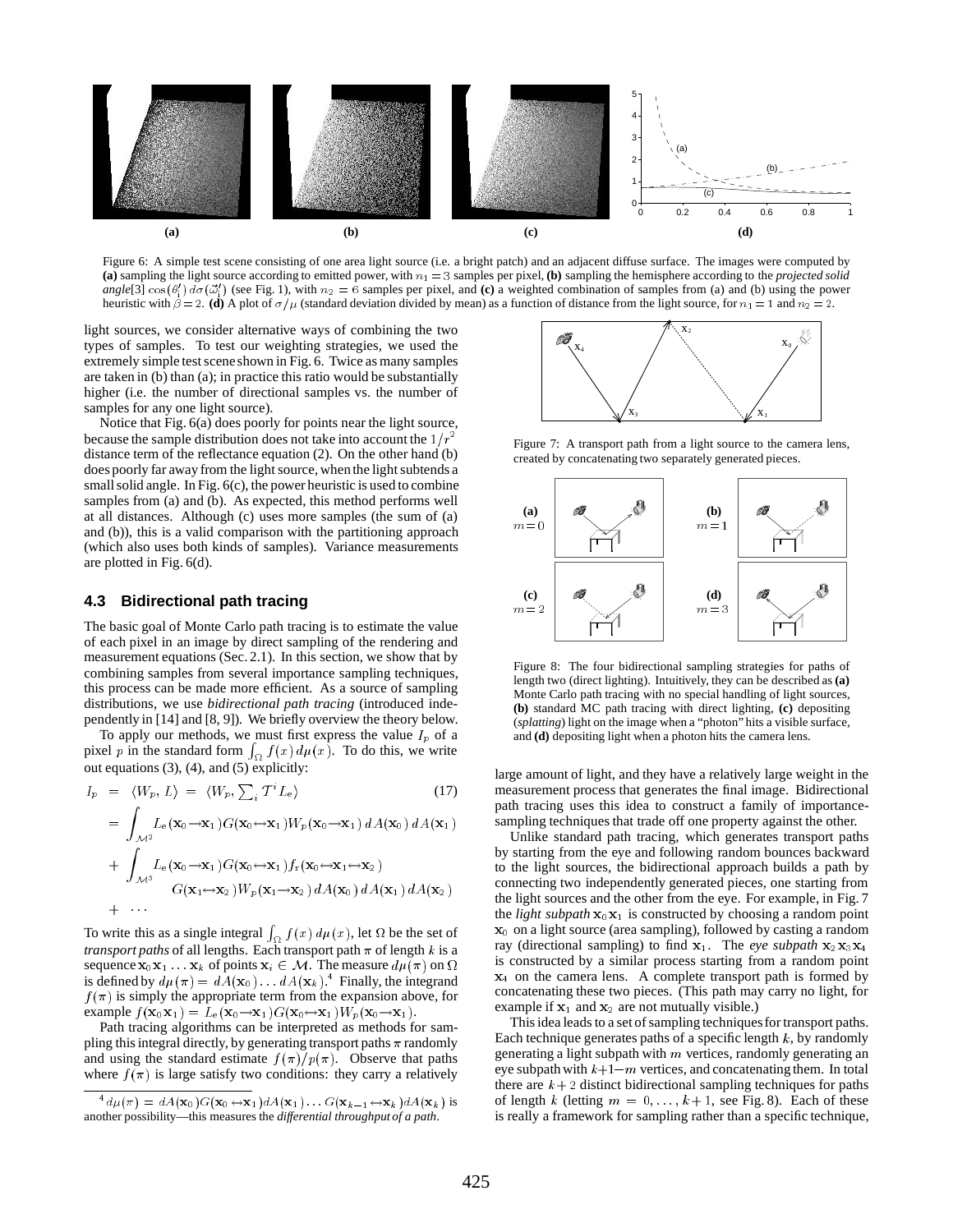Figure 6: A simple test scene consisting of one area light source (i.e. a bright patch) and an adjacent diffuse surface. The images were computed by **(a)** sampling the light source according to emitted power, with $n_1 = 3$ samples per pixel, **(b)** sampling the hemisphere according to the *projected solid angle*[3] $\cos(\theta_1')\, d\sigma(\vec{\omega}_1')$ (see Fig. 1), with $n_2 = 6$ samples per pixel, and **(c)** a weighted combination of samples from (a) and (b) using the power heuristic with $\beta = 2$. **(d)** A plot of $\sigma/\mu$ (standard deviation divided by mean) as a function of distance from the light source, for $n_1 = 1$ and $n_2 = 2$.

light sources, we consider alternative ways of combining the two types of samples. To test our weighting strategies, we used the extremely simple test scene shown in Fig. 6. Twice as many samples are taken in (b) than (a); in practice this ratio would be substantially higher (i.e. the number of directional samples vs. the number of samples for any one light source).

Notice that Fig. 6(a) does poorly for points near the light source, because the sample distribution does not take into account the $1/r^2$ distance term of the reflectance equation (2). On the other hand (b) does poorly far away from the light source, when the light subtends a small solid angle. In Fig. 6(c), the power heuristic is used to combine samples from (a) and (b). As expected, this method performs well at all distances. Although (c) uses more samples (the sum of (a) and (b)), this is a valid comparison with the partitioning approach (which also uses both kinds of samples). Variance measurements are plotted in Fig. 6(d).

### 4.3 Bidirectional path tracing

The basic goal of Monte Carlo path tracing is to estimate the value of each pixel in an image by direct sampling of the rendering and measurement equations (Sec. 2.1). In this section, we show that by combining samples from several importance sampling techniques, this process can be made more efficient. As a source of sampling distributions, we use *bidirectional path tracing* (introduced independently in [14] and [8, 9]). We briefly overview the theory below.

To apply our methods, we must first express the value $I_p$ of a pixel $p$ in the standard form $\int_\Omega f(x)\, d\mu(x)$. To do this, we write out equations (3), (4), and (5) explicitly:

$$
\begin{aligned}
I_p &= \langle W_p, L \rangle = \langle W_p, \textstyle\sum_i \mathcal{T}^i L_e \rangle \qquad (17)\\
&= \int_{\mathcal{M}^2} L_e(\mathbf{x}_0 \to \mathbf{x}_1) G(\mathbf{x}_0 \leftrightarrow \mathbf{x}_1) W_p(\mathbf{x}_0 \to \mathbf{x}_1)\, dA(\mathbf{x}_0)\, dA(\mathbf{x}_1)\\
&+ \int_{\mathcal{M}^3} L_e(\mathbf{x}_0 \to \mathbf{x}_1) G(\mathbf{x}_0 \leftrightarrow \mathbf{x}_1) f_r(\mathbf{x}_0 \leftrightarrow \mathbf{x}_1 \leftrightarrow \mathbf{x}_2)\\
&\qquad G(\mathbf{x}_1 \leftrightarrow \mathbf{x}_2) W_p(\mathbf{x}_1 \to \mathbf{x}_2)\, dA(\mathbf{x}_0)\, dA(\mathbf{x}_1)\, dA(\mathbf{x}_2)\\
&+ \cdots
\end{aligned}
$$

To write this as a single integral $\int_\Omega f(x)\, d\mu(x)$, let $\Omega$ be the set of *transport paths* of all lengths. Each transport path $\pi$ of length $k$ is a sequence $\mathbf{x}_0 \mathbf{x}_1 \ldots \mathbf{x}_k$ of points $\mathbf{x}_i \in \mathcal{M}$. The measure $d\mu(\pi)$ on $\Omega$ is defined by $d\mu(\pi) = dA(\mathbf{x}_0) \ldots dA(\mathbf{x}_k)$.[4] Finally, the integrand $f(\pi)$ is simply the appropriate term from the expansion above, for example $f(\mathbf{x}_0\mathbf{x}_1) = L_e(\mathbf{x}_0 \to \mathbf{x}_1) G(\mathbf{x}_0 \leftrightarrow \mathbf{x}_1) W_p(\mathbf{x}_0 \to \mathbf{x}_1)$.

Path tracing algorithms can be interpreted as methods for sampling this integral directly, by generating transport paths $\pi$ randomly and using the standard estimate $f(\pi)/p(\pi)$. Observe that paths where $f(\pi)$ is large satisfy two conditions: they carry a relatively large amount of light, and they have a relatively large weight in the measurement process that generates the final image. Bidirectional path tracing uses this idea to construct a family of importance-sampling techniques that trade off one property against the other.

Unlike standard path tracing, which generates transport paths by starting from the eye and following random bounces backward to the light sources, the bidirectional approach builds a path by connecting two independently generated pieces, one starting from the light sources and the other from the eye. For example, in Fig. 7 the *light subpath* $\mathbf{x}_0\mathbf{x}_1$ is constructed by choosing a random point $\mathbf{x}_0$ on a light source (area sampling), followed by casting a random ray (directional sampling) to find $\mathbf{x}_1$. The *eye subpath* $\mathbf{x}_2\mathbf{x}_3\mathbf{x}_4$ is constructed by a similar process starting from a random point $\mathbf{x}_4$ on the camera lens. A complete transport path is formed by concatenating these two pieces. (This path may carry no light, for example if $\mathbf{x}_1$ and $\mathbf{x}_2$ are not mutually visible.)

This idea leads to a set of sampling techniques for transport paths. Each technique generates paths of a specific length $k$, by randomly generating a light subpath with $m$ vertices, randomly generating an eye subpath with $k+1-m$ vertices, and concatenating them. In total there are $k+2$ distinct bidirectional sampling techniques for paths of length $k$ (letting $m = 0, \ldots, k+1$, see Fig. 8). Each of these is really a framework for sampling rather than a specific technique,

Figure 7: A transport path from a light source to the camera lens, created by concatenating two separately generated pieces.

Figure 8: The four bidirectional sampling strategies for paths of length two (direct lighting). Intuitively, they can be described as **(a)** Monte Carlo path tracing with no special handling of light sources, **(b)** standard MC path tracing with direct lighting, **(c)** depositing (*splatting*) light on the image when a "photon" hits a visible surface, and **(d)** depositing light when a photon hits the camera lens.

---

[4] $d\mu(\pi) = dA(\mathbf{x}_0) G(\mathbf{x}_0 \leftrightarrow \mathbf{x}_1) dA(\mathbf{x}_1) \ldots G(\mathbf{x}_{k-1} \leftrightarrow \mathbf{x}_k) dA(\mathbf{x}_k)$ is another possibility—this measures the *differential throughput of a path*.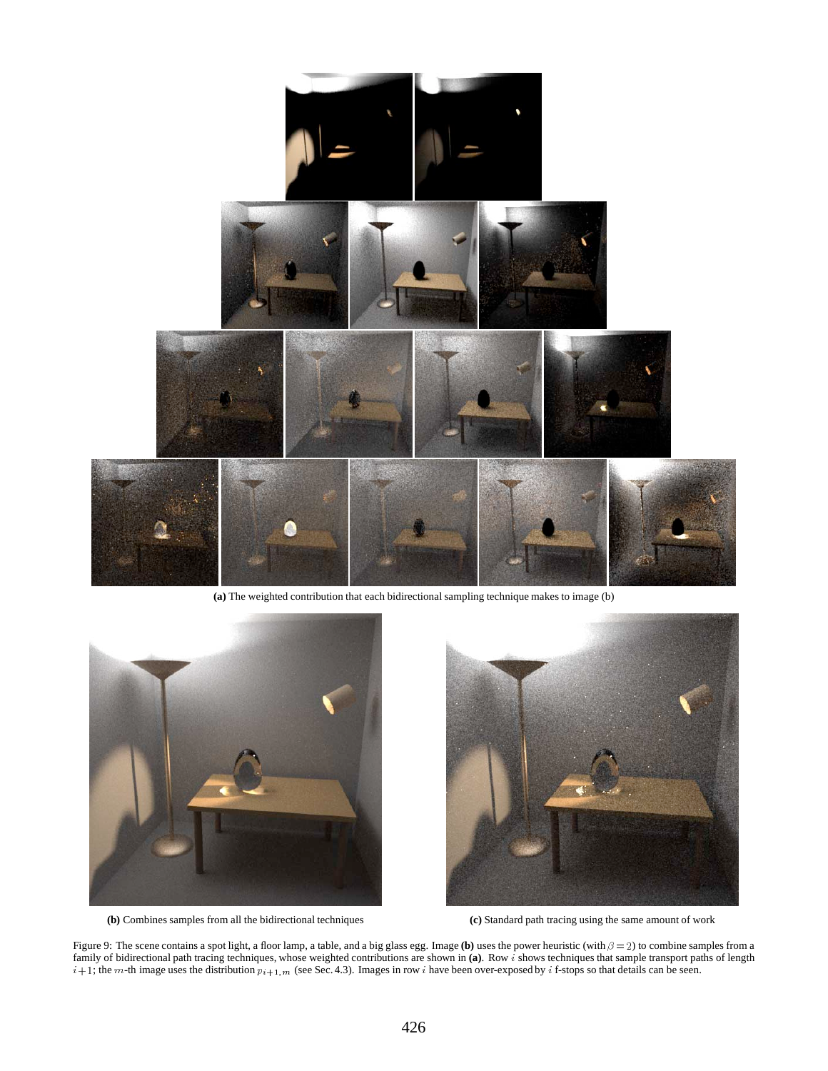**(a)** The weighted contribution that each bidirectional sampling technique makes to image (b)

**(b)** Combines samples from all the bidirectional techniques

**(c)** Standard path tracing using the same amount of work

Figure 9: The scene contains a spot light, a floor lamp, a table, and a big glass egg. Image **(b)** uses the power heuristic (with $\beta = 2$) to combine samples from a family of bidirectional path tracing techniques, whose weighted contributions are shown in **(a)**. Row $i$ shows techniques that sample transport paths of length $i+1$; the $m$-th image uses the distribution $p_{i+1,m}$ (see Sec. 4.3). Images in row $i$ have been over-exposed by $i$ f-stops so that details can be seen.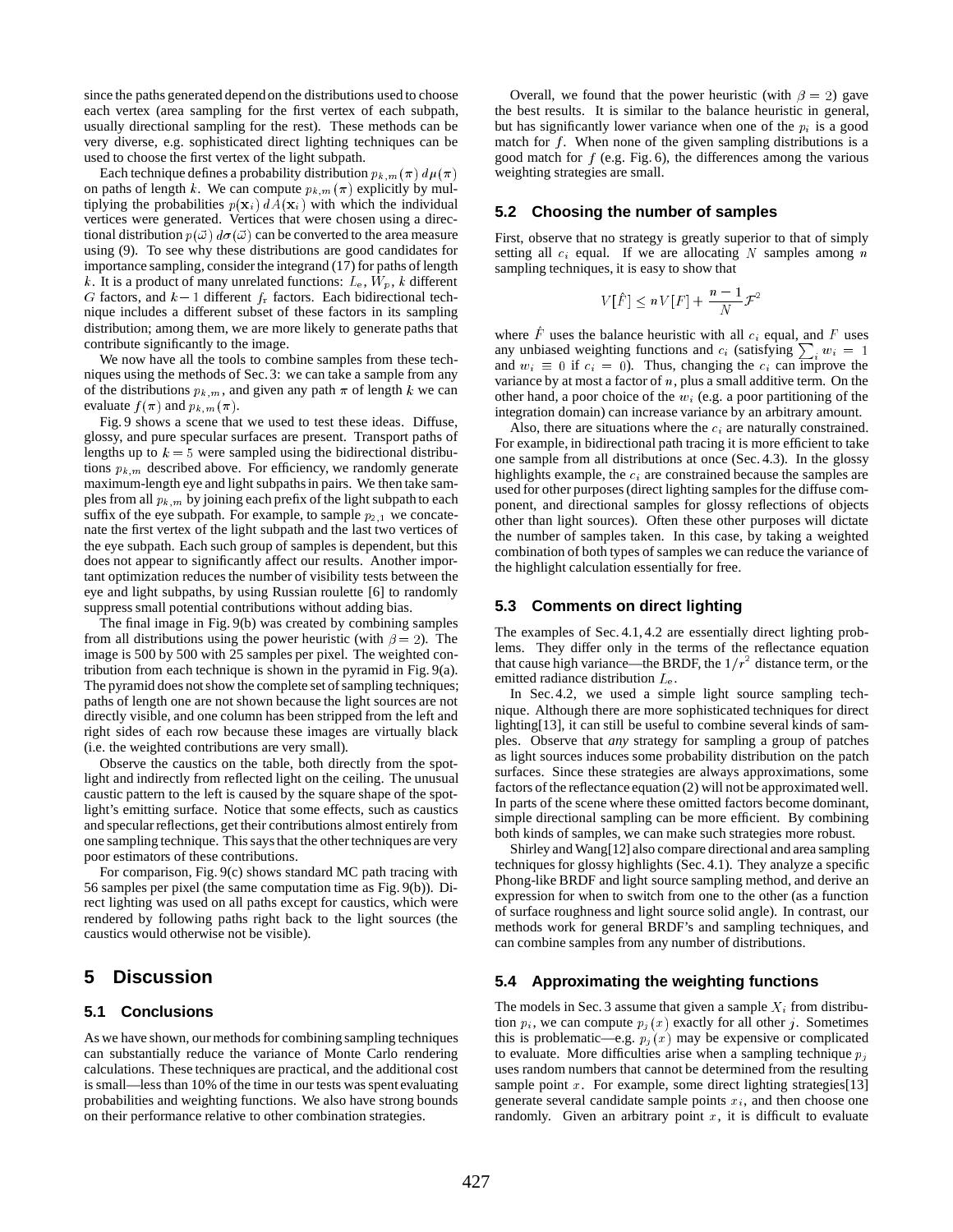since the paths generated depend on the distributions used to choose each vertex (area sampling for the first vertex of each subpath, usually directional sampling for the rest). These methods can be very diverse, e.g. sophisticated direct lighting techniques can be used to choose the first vertex of the light subpath.

Each technique defines a probability distribution $p_{k,m}(\pi)\, d\mu(\pi)$ on paths of length $k$. We can compute $p_{k,m}(\pi)$ explicitly by multiplying the probabilities $p(\mathbf{x}_i)\, dA(\mathbf{x}_i)$ with which the individual vertices were generated. Vertices that were chosen using a directional distribution $p(\vec{\omega})\, d\sigma(\vec{\omega})$ can be converted to the area measure using (9). To see why these distributions are good candidates for importance sampling, consider the integrand (17) for paths of length $k$. It is a product of many unrelated functions: $L_e$, $W_p$, $k$ different $G$ factors, and $k-1$ different $f_r$ factors. Each bidirectional technique includes a different subset of these factors in its sampling distribution; among them, we are more likely to generate paths that contribute significantly to the image.

We now have all the tools to combine samples from these techniques using the methods of Sec. 3: we can take a sample from any of the distributions $p_{k,m}$, and given any path $\pi$ of length $k$ we can evaluate $f(\pi)$ and $p_{k,m}(\pi)$.

Fig. 9 shows a scene that we used to test these ideas. Diffuse, glossy, and pure specular surfaces are present. Transport paths of lengths up to $k = 5$ were sampled using the bidirectional distributions $p_{k,m}$ described above. For efficiency, we randomly generate maximum-length eye and light subpaths in pairs. We then take samples from all $p_{k,m}$ by joining each prefix of the light subpath to each suffix of the eye subpath. For example, to sample $p_{2,1}$ we concatenate the first vertex of the light subpath and the last two vertices of the eye subpath. Each such group of samples is dependent, but this does not appear to significantly affect our results. Another important optimization reduces the number of visibility tests between the eye and light subpaths, by using Russian roulette [6] to randomly suppress small potential contributions without adding bias.

The final image in Fig. 9(b) was created by combining samples from all distributions using the power heuristic (with $\beta = 2$). The image is 500 by 500 with 25 samples per pixel. The weighted contribution from each technique is shown in the pyramid in Fig. 9(a). The pyramid does not show the complete set of sampling techniques; paths of length one are not shown because the light sources are not directly visible, and one column has been stripped from the left and right sides of each row because these images are virtually black (i.e. the weighted contributions are very small).

Observe the caustics on the table, both directly from the spotlight and indirectly from reflected light on the ceiling. The unusual caustic pattern to the left is caused by the square shape of the spotlight's emitting surface. Notice that some effects, such as caustics and specular reflections, get their contributions almost entirely from one sampling technique. This says that the other techniques are very poor estimators of these contributions.

For comparison, Fig. 9(c) shows standard MC path tracing with 56 samples per pixel (the same computation time as Fig. 9(b)). Direct lighting was used on all paths except for caustics, which were rendered by following paths right back to the light sources (the caustics would otherwise not be visible).

## 5 Discussion

### 5.1 Conclusions

As we have shown, our methods for combining sampling techniques can substantially reduce the variance of Monte Carlo rendering calculations. These techniques are practical, and the additional cost is small—less than 10% of the time in our tests was spent evaluating probabilities and weighting functions. We also have strong bounds on their performance relative to other combination strategies.

Overall, we found that the power heuristic (with $\beta = 2$) gave the best results. It is similar to the balance heuristic in general, but has significantly lower variance when one of the $p_i$ is a good match for $f$. When none of the given sampling distributions is a good match for $f$ (e.g. Fig. 6), the differences among the various weighting strategies are small.

### 5.2 Choosing the number of samples

First, observe that no strategy is greatly superior to that of simply setting all $c_i$ equal. If we are allocating $N$ samples among $n$ sampling techniques, it is easy to show that

$$V[\hat{F}] \leq n V[F] + \frac{n-1}{N}\mathcal{F}^2$$

where $\hat{F}$ uses the balance heuristic with all $c_i$ equal, and $F$ uses any unbiased weighting functions and $c_i$ (satisfying $\sum_i w_i = 1$ and $w_i \equiv 0$ if $c_i = 0$). Thus, changing the $c_i$ can improve the variance by at most a factor of $n$, plus a small additive term. On the other hand, a poor choice of the $w_i$ (e.g. a poor partitioning of the integration domain) can increase variance by an arbitrary amount.

Also, there are situations where the $c_i$ are naturally constrained. For example, in bidirectional path tracing it is more efficient to take one sample from all distributions at once (Sec. 4.3). In the glossy highlights example, the $c_i$ are constrained because the samples are used for other purposes (direct lighting samples for the diffuse component, and directional samples for glossy reflections of objects other than light sources). Often these other purposes will dictate the number of samples taken. In this case, by taking a weighted combination of both types of samples we can reduce the variance of the highlight calculation essentially for free.

### 5.3 Comments on direct lighting

The examples of Sec. 4.1, 4.2 are essentially direct lighting problems. They differ only in the terms of the reflectance equation that cause high variance—the BRDF, the $1/r^2$ distance term, or the emitted radiance distribution $L_e$.

In Sec. 4.2, we used a simple light source sampling technique. Although there are more sophisticated techniques for direct lighting[13], it can still be useful to combine several kinds of samples. Observe that *any* strategy for sampling a group of patches as light sources induces some probability distribution on the patch surfaces. Since these strategies are always approximations, some factors of the reflectance equation (2) will not be approximated well. In parts of the scene where these omitted factors become dominant, simple directional sampling can be more efficient. By combining both kinds of samples, we can make such strategies more robust.

Shirley and Wang[12] also compare directional and area sampling techniques for glossy highlights (Sec. 4.1). They analyze a specific Phong-like BRDF and light source sampling method, and derive an expression for when to switch from one to the other (as a function of surface roughness and light source solid angle). In contrast, our methods work for general BRDF's and sampling techniques, and can combine samples from any number of distributions.

### 5.4 Approximating the weighting functions

The models in Sec. 3 assume that given a sample $X_i$ from distribution $p_i$, we can compute $p_j(x)$ exactly for all other $j$. Sometimes this is problematic—e.g. $p_j(x)$ may be expensive or complicated to evaluate. More difficulties arise when a sampling technique $p_j$ uses random numbers that cannot be determined from the resulting sample point $x$. For example, some direct lighting strategies[13] generate several candidate sample points $x_i$, and then choose one randomly. Given an arbitrary point $x$, it is difficult to evaluate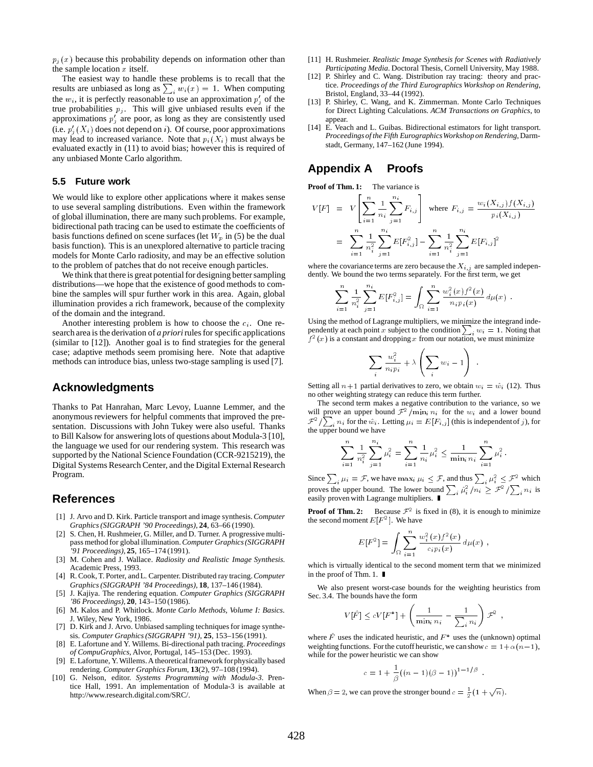$p_j(x)$ because this probability depends on information other than the sample location $x$ itself.

The easiest way to handle these problems is to recall that the results are unbiased as long as $\sum_i w_i(x) = 1$. When computing the $w_i$, it is perfectly reasonable to use an approximation $p'_j$ of the true probabilities $p_j$. This will give unbiased results even if the approximations $p'_j$ are poor, as long as they are consistently used (i.e. $p'_j(X_i)$ does not depend on $i$). Of course, poor approximations may lead to increased variance. Note that $p_i(X_i)$ must always be evaluated exactly in (11) to avoid bias; however this is required of any unbiased Monte Carlo algorithm.

### 5.5 Future work

We would like to explore other applications where it makes sense to use several sampling distributions. Even within the framework of global illumination, there are many such problems. For example, bidirectional path tracing can be used to estimate the coefficients of basis functions defined on scene surfaces (let $W_p$ in (5) be the dual basis function). This is an unexplored alternative to particle tracing models for Monte Carlo radiosity, and may be an effective solution to the problem of patches that do not receive enough particles.

We think that there is great potential for designing better sampling distributions—we hope that the existence of good methods to combine the samples will spur further work in this area. Again, global illumination provides a rich framework, because of the complexity of the domain and the integrand.

Another interesting problem is how to choose the $c_i$. One research area is the derivation of *a priori* rules for specific applications (similar to [12]). Another goal is to find strategies for the general case; adaptive methods seem promising here. Note that adaptive methods can introduce bias, unless two-stage sampling is used [7].

## Acknowledgments

Thanks to Pat Hanrahan, Marc Levoy, Luanne Lemmer, and the anonymous reviewers for helpful comments that improved the presentation. Discussions with John Tukey were also useful. Thanks to Bill Kalsow for answering lots of questions about Modula-3 [10], the language we used for our rendering system. This research was supported by the National Science Foundation (CCR-9215219), the Digital Systems Research Center, and the Digital External Research Program.

## References

[1] J. Arvo and D. Kirk. Particle transport and image synthesis. *Computer Graphics (SIGGRAPH '90 Proceedings)*, **24**, 63–66 (1990).

[2] S. Chen, H. Rushmeier, G. Miller, and D. Turner. A progressive multi-pass method for global illumination. *Computer Graphics (SIGGRAPH '91 Proceedings)*, **25**, 165–174 (1991).

[3] M. Cohen and J. Wallace. *Radiosity and Realistic Image Synthesis*. Academic Press, 1993.

[4] R. Cook, T. Porter, and L. Carpenter. Distributed ray tracing. *Computer Graphics (SIGGRAPH '84 Proceedings)*, **18**, 137–146 (1984).

[5] J. Kajiya. The rendering equation. *Computer Graphics (SIGGRAPH '86 Proceedings)*, **20**, 143–150 (1986).

[6] M. Kalos and P. Whitlock. *Monte Carlo Methods, Volume I: Basics*. J. Wiley, New York, 1986.

[7] D. Kirk and J. Arvo. Unbiased sampling techniques for image synthesis. *Computer Graphics (SIGGRAPH '91)*, **25**, 153–156 (1991).

[8] E. Lafortune and Y. Willems. Bi-directional path tracing. *Proceedings of CompuGraphics*, Alvor, Portugal, 145–153 (Dec. 1993).

[9] E. Lafortune, Y. Willems. A theoretical framework for physically based rendering. *Computer Graphics Forum*, **13**(2), 97–108 (1994).

[10] G. Nelson, editor. *Systems Programming with Modula-3*. Prentice Hall, 1991. An implementation of Modula-3 is available at http://www.research.digital.com/SRC/.

[11] H. Rushmeier. *Realistic Image Synthesis for Scenes with Radiatively Participating Media*. Doctoral Thesis, Cornell University, May 1988.

[12] P. Shirley and C. Wang. Distribution ray tracing: theory and practice. *Proceedings of the Third Eurographics Workshop on Rendering*, Bristol, England, 33–44 (1992).

[13] P. Shirley, C. Wang, and K. Zimmerman. Monte Carlo Techniques for Direct Lighting Calculations. *ACM Transactions on Graphics*, to appear.

[14] E. Veach and L. Guibas. Bidirectional estimators for light transport. *Proceedings of the Fifth Eurographics Workshop on Rendering*, Darmstadt, Germany, 147–162 (June 1994).

## Appendix A Proofs

**Proof of Thm. 1:** The variance is

$$
\begin{aligned}
V[F] &= V\left[\sum_{i=1}^{n} \frac{1}{n_i} \sum_{j=1}^{n_i} F_{i,j}\right] \quad \text{where } F_{i,j} = \frac{w_i(X_{i,j}) f(X_{i,j})}{p_i(X_{i,j})} \\
&= \sum_{i=1}^{n} \frac{1}{n_i^2} \sum_{j=1}^{n_i} E[F_{i,j}^2] - \sum_{i=1}^{n} \frac{1}{n_i^2} \sum_{j=1}^{n_i} E[F_{i,j}]^2
\end{aligned}
$$

where the covariance terms are zero because the $X_{i,j}$ are sampled independently. We bound the two terms separately. For the first term, we get

$$
\sum_{i=1}^{n} \frac{1}{n_i^2} \sum_{j=1}^{n_i} E[F_{i,j}^2] = \int_\Omega \sum_{i=1}^{n} \frac{w_i^2(x) f^2(x)}{n_i p_i(x)} \, d\mu(x) \ .
$$

Using the method of Lagrange multipliers, we minimize the integrand independently at each point $x$ subject to the condition $\sum_i w_i = 1$. Noting that $f^2(x)$ is a constant and dropping $x$ from our notation, we must minimize

$$
\sum_i \frac{w_i^2}{n_i p_i} + \lambda \left( \sum_i w_i - 1 \right) \ .
$$

Setting all $n+1$ partial derivatives to zero, we obtain $w_i = \hat{w}_i$ (12). Thus no other weighting strategy can reduce this term further.

The second term makes a negative contribution to the variance, so we will prove an upper bound $\mathcal{F}^2 / \min_i n_i$ for the $w_i$ and a lower bound $\mathcal{F}^2 / \sum_i n_i$ for the $\hat{w}_i$. Letting $\mu_i = E[F_{i,j}]$ (this is independent of $j$), for the upper bound we have

$$
\sum_{i=1}^{n} \frac{1}{n_i^2} \sum_{j=1}^{n_i} \mu_i^2 = \sum_{i=1}^{n} \frac{1}{n_i} \mu_i^2 \le \frac{1}{\min_i n_i} \sum_{i=1}^{n} \mu_i^2 \, .
$$

Since $\sum_i \mu_i = \mathcal{F}$, we have $\max_i \mu_i \le \mathcal{F}$, and thus $\sum_i \mu_i^2 \le \mathcal{F}^2$ which proves the upper bound. The lower bound $\sum_i \hat{\mu}_i^2 / n_i \ge \mathcal{F}^2 / \sum_i n_i$ is easily proven with Lagrange multipliers. ∎

**Proof of Thm. 2:** Because $\mathcal{F}^2$ is fixed in (8), it is enough to minimize the second moment $E[F^2]$. We have

$$
E[F^2] = \int_\Omega \sum_{i=1}^{n} \frac{w_i^2(x) f^2(x)}{c_i p_i(x)} \, d\mu(x) \ ,
$$

which is virtually identical to the second moment term that we minimized in the proof of Thm. 1. ∎

We also present worst-case bounds for the weighting heuristics from Sec. 3.4. The bounds have the form

$$
V[\hat{F}] \le c V[F^*] + \left( \frac{1}{\min_i n_i} - \frac{1}{\sum_i n_i} \right) \mathcal{F}^2 \ ,
$$

where $\hat{F}$ uses the indicated heuristic, and $F^*$ uses the (unknown) optimal weighting functions. For the cutoff heuristic, we can show $c = 1 + \alpha(n-1)$, while for the power heuristic we can show

$$
c = 1 + \frac{1}{\beta} \left( (n-1)(\beta - 1) \right)^{1 - 1/\beta} \ .
$$

When $\beta = 2$, we can prove the stronger bound $c = \frac{1}{2}(1 + \sqrt{n})$.